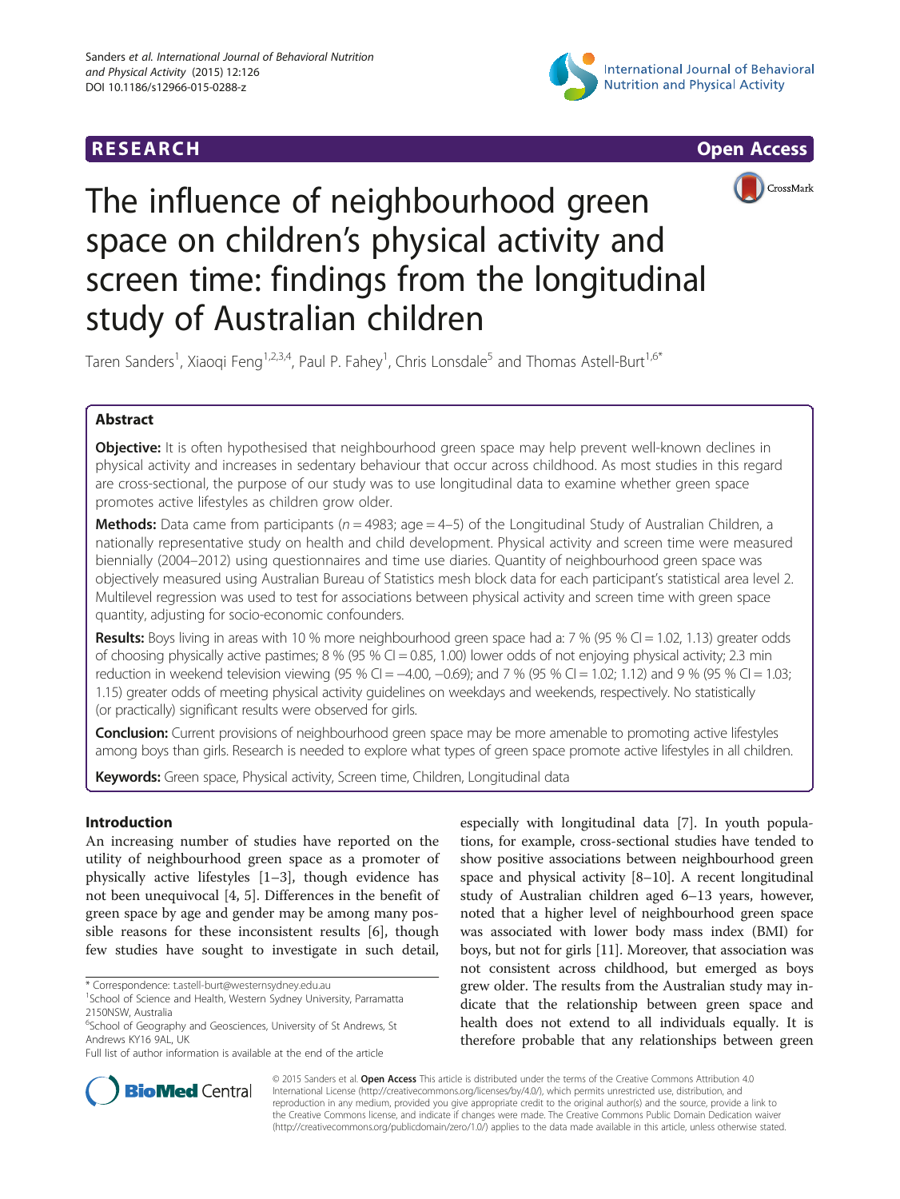RESEARCH · Open Access

# The influence of neighbourhood green space on children's physical activity and screen time: findings from the longitudinal study of Australian children

Taren Sanders[1], Xiaoqi Feng[1,2,3,4], Paul P. Fahey[1], Chris Lonsdale[5] and Thomas Astell-Burt[1,6*]

## Abstract

**Objective:** It is often hypothesised that neighbourhood green space may help prevent well-known declines in physical activity and increases in sedentary behaviour that occur across childhood. As most studies in this regard are cross-sectional, the purpose of our study was to use longitudinal data to examine whether green space promotes active lifestyles as children grow older.

**Methods:** Data came from participants ($n = 4983$; age = 4–5) of the Longitudinal Study of Australian Children, a nationally representative study on health and child development. Physical activity and screen time were measured biennially (2004–2012) using questionnaires and time use diaries. Quantity of neighbourhood green space was objectively measured using Australian Bureau of Statistics mesh block data for each participant's statistical area level 2. Multilevel regression was used to test for associations between physical activity and screen time with green space quantity, adjusting for socio-economic confounders.

**Results:** Boys living in areas with 10 % more neighbourhood green space had a: 7 % (95 % CI = 1.02, 1.13) greater odds of choosing physically active pastimes; 8 % (95 % CI = 0.85, 1.00) lower odds of not enjoying physical activity; 2.3 min reduction in weekend television viewing (95 % CI = −4.00, −0.69); and 7 % (95 % CI = 1.02; 1.12) and 9 % (95 % CI = 1.03; 1.15) greater odds of meeting physical activity guidelines on weekdays and weekends, respectively. No statistically (or practically) significant results were observed for girls.

**Conclusion:** Current provisions of neighbourhood green space may be more amenable to promoting active lifestyles among boys than girls. Research is needed to explore what types of green space promote active lifestyles in all children.

**Keywords:** Green space, Physical activity, Screen time, Children, Longitudinal data

## Introduction

An increasing number of studies have reported on the utility of neighbourhood green space as a promoter of physically active lifestyles [1–3], though evidence has not been unequivocal [4, 5]. Differences in the benefit of green space by age and gender may be among many possible reasons for these inconsistent results [6], though few studies have sought to investigate in such detail, especially with longitudinal data [7]. In youth populations, for example, cross-sectional studies have tended to show positive associations between neighbourhood green space and physical activity [8–10]. A recent longitudinal study of Australian children aged 6–13 years, however, noted that a higher level of neighbourhood green space was associated with lower body mass index (BMI) for boys, but not for girls [11]. Moreover, that association was not consistent across childhood, but emerged as boys grew older. The results from the Australian study may indicate that the relationship between green space and health does not extend to all individuals equally. It is therefore probable that any relationships between green

\* Correspondence: t.astell-burt@westernsydney.edu.au
[1]School of Science and Health, Western Sydney University, Parramatta 2150NSW, Australia
[6]School of Geography and Geosciences, University of St Andrews, St Andrews KY16 9AL, UK
Full list of author information is available at the end of the article

© 2015 Sanders et al. **Open Access** This article is distributed under the terms of the Creative Commons Attribution 4.0 International License (http://creativecommons.org/licenses/by/4.0/), which permits unrestricted use, distribution, and reproduction in any medium, provided you give appropriate credit to the original author(s) and the source, provide a link to the Creative Commons license, and indicate if changes were made. The Creative Commons Public Domain Dedication waiver (http://creativecommons.org/publicdomain/zero/1.0/) applies to the data made available in this article, unless otherwise stated.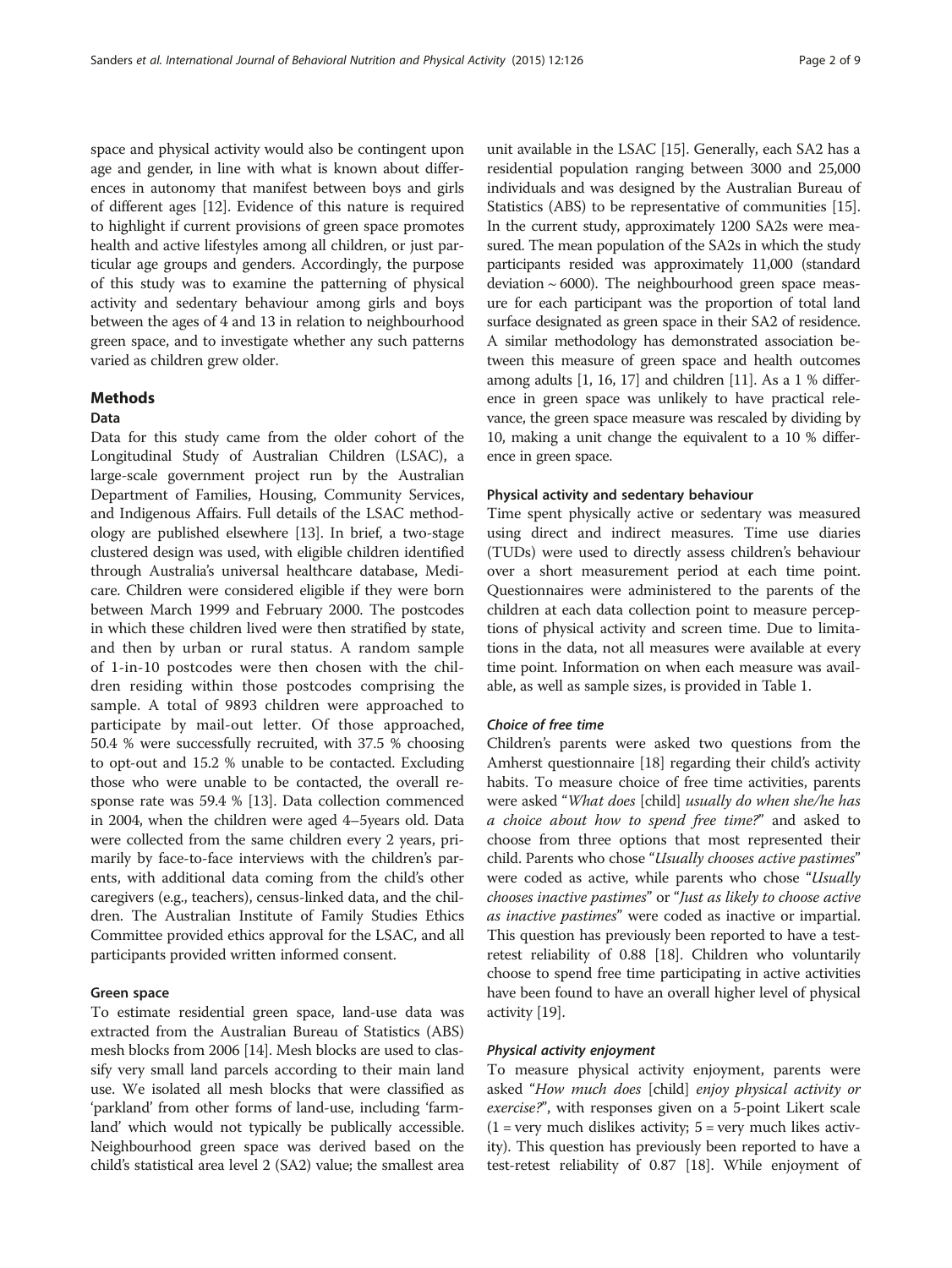space and physical activity would also be contingent upon age and gender, in line with what is known about differences in autonomy that manifest between boys and girls of different ages [12]. Evidence of this nature is required to highlight if current provisions of green space promotes health and active lifestyles among all children, or just particular age groups and genders. Accordingly, the purpose of this study was to examine the patterning of physical activity and sedentary behaviour among girls and boys between the ages of 4 and 13 in relation to neighbourhood green space, and to investigate whether any such patterns varied as children grew older.

## Methods

### Data

Data for this study came from the older cohort of the Longitudinal Study of Australian Children (LSAC), a large-scale government project run by the Australian Department of Families, Housing, Community Services, and Indigenous Affairs. Full details of the LSAC methodology are published elsewhere [13]. In brief, a two-stage clustered design was used, with eligible children identified through Australia's universal healthcare database, Medicare. Children were considered eligible if they were born between March 1999 and February 2000. The postcodes in which these children lived were then stratified by state, and then by urban or rural status. A random sample of 1-in-10 postcodes were then chosen with the children residing within those postcodes comprising the sample. A total of 9893 children were approached to participate by mail-out letter. Of those approached, 50.4 % were successfully recruited, with 37.5 % choosing to opt-out and 15.2 % unable to be contacted. Excluding those who were unable to be contacted, the overall response rate was 59.4 % [13]. Data collection commenced in 2004, when the children were aged 4–5years old. Data were collected from the same children every 2 years, primarily by face-to-face interviews with the children's parents, with additional data coming from the child's other caregivers (e.g., teachers), census-linked data, and the children. The Australian Institute of Family Studies Ethics Committee provided ethics approval for the LSAC, and all participants provided written informed consent.

### Green space

To estimate residential green space, land-use data was extracted from the Australian Bureau of Statistics (ABS) mesh blocks from 2006 [14]. Mesh blocks are used to classify very small land parcels according to their main land use. We isolated all mesh blocks that were classified as 'parkland' from other forms of land-use, including 'farmland' which would not typically be publically accessible. Neighbourhood green space was derived based on the child's statistical area level 2 (SA2) value; the smallest area unit available in the LSAC [15]. Generally, each SA2 has a residential population ranging between 3000 and 25,000 individuals and was designed by the Australian Bureau of Statistics (ABS) to be representative of communities [15]. In the current study, approximately 1200 SA2s were measured. The mean population of the SA2s in which the study participants resided was approximately 11,000 (standard deviation ~ 6000). The neighbourhood green space measure for each participant was the proportion of total land surface designated as green space in their SA2 of residence. A similar methodology has demonstrated association between this measure of green space and health outcomes among adults [1, 16, 17] and children [11]. As a 1 % difference in green space was unlikely to have practical relevance, the green space measure was rescaled by dividing by 10, making a unit change the equivalent to a 10 % difference in green space.

### Physical activity and sedentary behaviour

Time spent physically active or sedentary was measured using direct and indirect measures. Time use diaries (TUDs) were used to directly assess children's behaviour over a short measurement period at each time point. Questionnaires were administered to the parents of the children at each data collection point to measure perceptions of physical activity and screen time. Due to limitations in the data, not all measures were available at every time point. Information on when each measure was available, as well as sample sizes, is provided in Table 1.

#### *Choice of free time*

Children's parents were asked two questions from the Amherst questionnaire [18] regarding their child's activity habits. To measure choice of free time activities, parents were asked "*What does* [child] *usually do when she/he has a choice about how to spend free time?*" and asked to choose from three options that most represented their child. Parents who chose "*Usually chooses active pastimes*" were coded as active, while parents who chose "*Usually chooses inactive pastimes*" or "*Just as likely to choose active as inactive pastimes*" were coded as inactive or impartial. This question has previously been reported to have a test-retest reliability of 0.88 [18]. Children who voluntarily choose to spend free time participating in active activities have been found to have an overall higher level of physical activity [19].

#### *Physical activity enjoyment*

To measure physical activity enjoyment, parents were asked "*How much does* [child] *enjoy physical activity or exercise?*", with responses given on a 5-point Likert scale (1 = very much dislikes activity; 5 = very much likes activity). This question has previously been reported to have a test-retest reliability of 0.87 [18]. While enjoyment of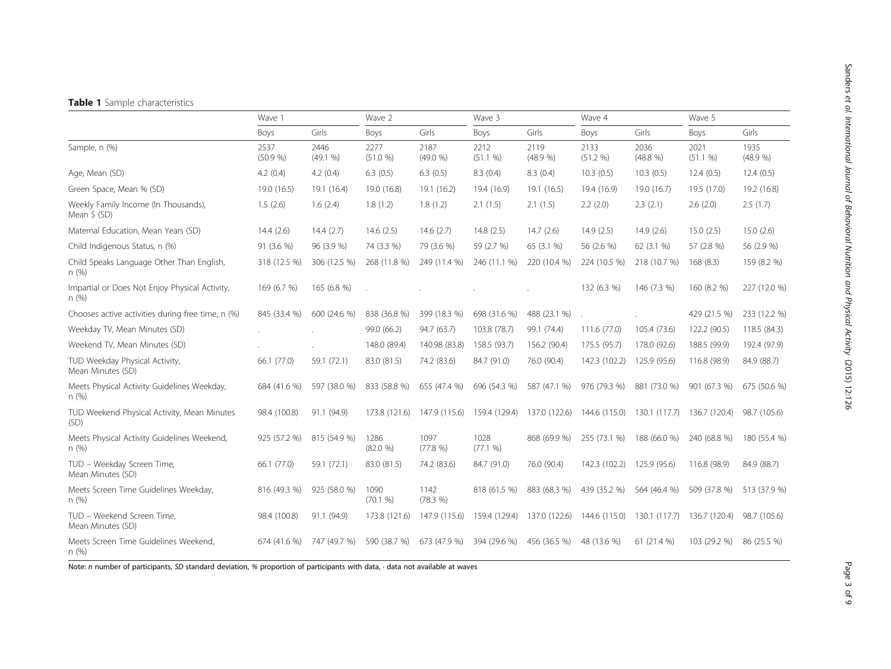**Table 1** Sample characteristics

| | Wave 1 | | Wave 2 | | Wave 3 | | Wave 4 | | Wave 5 | |
|---|---|---|---|---|---|---|---|---|---|---|
| | Boys | Girls | Boys | Girls | Boys | Girls | Boys | Girls | Boys | Girls |
| Sample, n (%) | 2537 (50.9 %) | 2446 (49.1 %) | 2277 (51.0 %) | 2187 (49.0 %) | 2212 (51.1 %) | 2119 (48.9 %) | 2133 (51.2 %) | 2036 (48.8 %) | 2021 (51.1 %) | 1935 (48.9 %) |
| Age, Mean (SD) | 4.2 (0.4) | 4.2 (0.4) | 6.3 (0.5) | 6.3 (0.5) | 8.3 (0.4) | 8.3 (0.4) | 10.3 (0.5) | 10.3 (0.5) | 12.4 (0.5) | 12.4 (0.5) |
| Green Space, Mean % (SD) | 19.0 (16.5) | 19.1 (16.4) | 19.0 (16.8) | 19.1 (16.2) | 19.4 (16.9) | 19.1 (16.5) | 19.4 (16.9) | 19.0 (16.7) | 19.5 (17.0) | 19.2 (16.8) |
| Weekly Family Income (In Thousands), Mean $ (SD) | 1.5 (2.6) | 1.6 (2.4) | 1.8 (1.2) | 1.8 (1.2) | 2.1 (1.5) | 2.1 (1.5) | 2.2 (2.0) | 2.3 (2.1) | 2.6 (2.0) | 2.5 (1.7) |
| Maternal Education, Mean Years (SD) | 14.4 (2.6) | 14.4 (2.7) | 14.6 (2.5) | 14.6 (2.7) | 14.8 (2.5) | 14.7 (2.6) | 14.9 (2.5) | 14.9 (2.6) | 15.0 (2.5) | 15.0 (2.6) |
| Child Indigenous Status, n (%) | 91 (3.6 %) | 96 (3.9 %) | 74 (3.3 %) | 79 (3.6 %) | 59 (2.7 %) | 65 (3.1 %) | 56 (2.6 %) | 62 (3.1 %) | 57 (2.8 %) | 56 (2.9 %) |
| Child Speaks Language Other Than English, n (%) | 318 (12.5 %) | 306 (12.5 %) | 268 (11.8 %) | 249 (11.4 %) | 246 (11.1 %) | 220 (10.4 %) | 224 (10.5 %) | 218 (10.7 %) | 168 (8.3) | 159 (8.2 %) |
| Impartial or Does Not Enjoy Physical Activity, n (%) | 169 (6.7 %) | 165 (6.8 %) | . | . | . | . | 132 (6.3 %) | 146 (7.3 %) | 160 (8.2 %) | 227 (12.0 %) |
| Chooses active activities during free time, n (%) | 845 (33.4 %) | 600 (24.6 %) | 838 (36.8 %) | 399 (18.3 %) | 698 (31.6 %) | 488 (23.1 %) | . | . | 429 (21.5 %) | 233 (12.2 %) |
| Weekday TV, Mean Minutes (SD) | . | . | 99.0 (66.2) | 94.7 (63.7) | 103.8 (78.7) | 99.1 (74.4) | 111.6 (77.0) | 105.4 (73.6) | 122.2 (90.5) | 118.5 (84.3) |
| Weekend TV, Mean Minutes (SD) | . | . | 148.0 (89.4) | 140.98 (83.8) | 158.5 (93.7) | 156.2 (90.4) | 175.5 (95.7) | 178.0 (92.6) | 188.5 (99.9) | 192.4 (97.9) |
| TUD Weekday Physical Activity, Mean Minutes (SD) | 66.1 (77.0) | 59.1 (72.1) | 83.0 (81.5) | 74.2 (83.6) | 84.7 (91.0) | 76.0 (90.4) | 142.3 (102.2) | 125.9 (95.6) | 116.8 (98.9) | 84.9 (88.7) |
| Meets Physical Activity Guidelines Weekday, n (%) | 684 (41.6 %) | 597 (38.0 %) | 833 (58.8 %) | 655 (47.4 %) | 696 (54.3 %) | 587 (47.1 %) | 976 (79.3 %) | 881 (73.0 %) | 901 (67.3 %) | 675 (50.6 %) |
| TUD Weekend Physical Activity, Mean Minutes (SD) | 98.4 (100.8) | 91.1 (94.9) | 173.8 (121.6) | 147.9 (115.6) | 159.4 (129.4) | 137.0 (122.6) | 144.6 (115.0) | 130.1 (117.7) | 136.7 (120.4) | 98.7 (105.6) |
| Meets Physical Activity Guidelines Weekend, n (%) | 925 (57.2 %) | 815 (54.9 %) | 1286 (82.0 %) | 1097 (77.8 %) | 1028 (77.1 %) | 868 (69.9 %) | 255 (73.1 %) | 188 (66.0 %) | 240 (68.8 %) | 180 (55.4 %) |
| TUD – Weekday Screen Time, Mean Minutes (SD) | 66.1 (77.0) | 59.1 (72.1) | 83.0 (81.5) | 74.2 (83.6) | 84.7 (91.0) | 76.0 (90.4) | 142.3 (102.2) | 125.9 (95.6) | 116.8 (98.9) | 84.9 (88.7) |
| Meets Screen Time Guidelines Weekday, n (%) | 816 (49.3 %) | 925 (58.0 %) | 1090 (70.1 %) | 1142 (78.3 %) | 818 (61.5 %) | 883 (68.3 %) | 439 (35.2 %) | 564 (46.4 %) | 509 (37.8 %) | 513 (37.9 %) |
| TUD – Weekend Screen Time, Mean Minutes (SD) | 98.4 (100.8) | 91.1 (94.9) | 173.8 (121.6) | 147.9 (115.6) | 159.4 (129.4) | 137.0 (122.6) | 144.6 (115.0) | 130.1 (117.7) | 136.7 (120.4) | 98.7 (105.6) |
| Meets Screen Time Guidelines Weekend, n (%) | 674 (41.6 %) | 747 (49.7 %) | 590 (38.7 %) | 673 (47.9 %) | 394 (29.6 %) | 456 (36.5 %) | 48 (13.6 %) | 61 (21.4 %) | 103 (29.2 %) | 86 (25.5 %) |

Note: *n* number of participants, *SD* standard deviation, % proportion of participants with data, · data not available at waves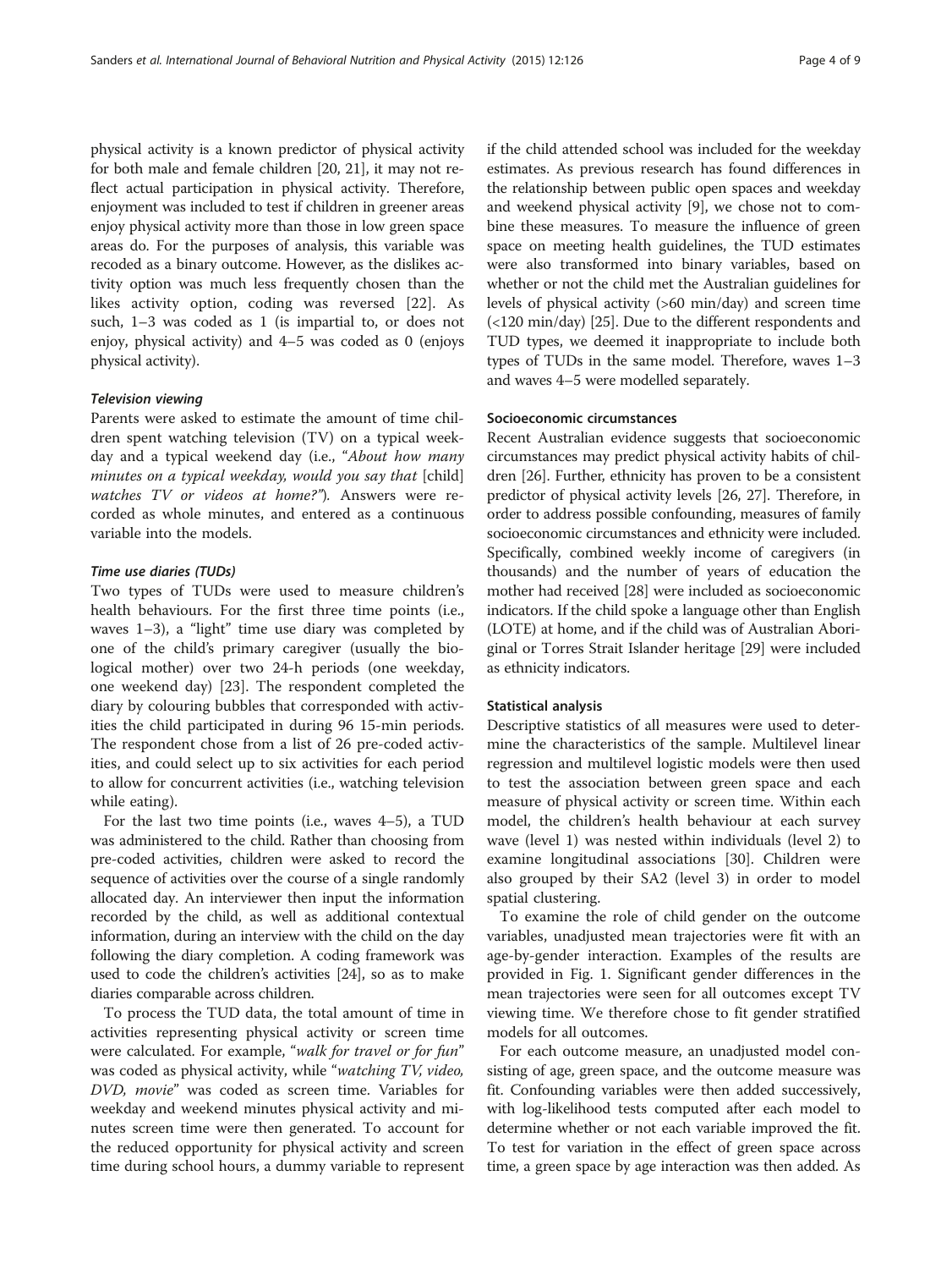physical activity is a known predictor of physical activity for both male and female children [20, 21], it may not reflect actual participation in physical activity. Therefore, enjoyment was included to test if children in greener areas enjoy physical activity more than those in low green space areas do. For the purposes of analysis, this variable was recoded as a binary outcome. However, as the dislikes activity option was much less frequently chosen than the likes activity option, coding was reversed [22]. As such, 1–3 was coded as 1 (is impartial to, or does not enjoy, physical activity) and 4–5 was coded as 0 (enjoys physical activity).

#### *Television viewing*

Parents were asked to estimate the amount of time children spent watching television (TV) on a typical weekday and a typical weekend day (i.e., "*About how many minutes on a typical weekday, would you say that* [child] *watches TV or videos at home?*"). Answers were recorded as whole minutes, and entered as a continuous variable into the models.

#### *Time use diaries (TUDs)*

Two types of TUDs were used to measure children's health behaviours. For the first three time points (i.e., waves 1–3), a "light" time use diary was completed by one of the child's primary caregiver (usually the biological mother) over two 24-h periods (one weekday, one weekend day) [23]. The respondent completed the diary by colouring bubbles that corresponded with activities the child participated in during 96 15-min periods. The respondent chose from a list of 26 pre-coded activities, and could select up to six activities for each period to allow for concurrent activities (i.e., watching television while eating).

For the last two time points (i.e., waves 4–5), a TUD was administered to the child. Rather than choosing from pre-coded activities, children were asked to record the sequence of activities over the course of a single randomly allocated day. An interviewer then input the information recorded by the child, as well as additional contextual information, during an interview with the child on the day following the diary completion. A coding framework was used to code the children's activities [24], so as to make diaries comparable across children.

To process the TUD data, the total amount of time in activities representing physical activity or screen time were calculated. For example, "*walk for travel or for fun*" was coded as physical activity, while "*watching TV, video, DVD, movie*" was coded as screen time. Variables for weekday and weekend minutes physical activity and minutes screen time were then generated. To account for the reduced opportunity for physical activity and screen time during school hours, a dummy variable to represent if the child attended school was included for the weekday estimates. As previous research has found differences in the relationship between public open spaces and weekday and weekend physical activity [9], we chose not to combine these measures. To measure the influence of green space on meeting health guidelines, the TUD estimates were also transformed into binary variables, based on whether or not the child met the Australian guidelines for levels of physical activity (>60 min/day) and screen time (<120 min/day) [25]. Due to the different respondents and TUD types, we deemed it inappropriate to include both types of TUDs in the same model. Therefore, waves 1–3 and waves 4–5 were modelled separately.

### Socioeconomic circumstances

Recent Australian evidence suggests that socioeconomic circumstances may predict physical activity habits of children [26]. Further, ethnicity has proven to be a consistent predictor of physical activity levels [26, 27]. Therefore, in order to address possible confounding, measures of family socioeconomic circumstances and ethnicity were included. Specifically, combined weekly income of caregivers (in thousands) and the number of years of education the mother had received [28] were included as socioeconomic indicators. If the child spoke a language other than English (LOTE) at home, and if the child was of Australian Aboriginal or Torres Strait Islander heritage [29] were included as ethnicity indicators.

### Statistical analysis

Descriptive statistics of all measures were used to determine the characteristics of the sample. Multilevel linear regression and multilevel logistic models were then used to test the association between green space and each measure of physical activity or screen time. Within each model, the children's health behaviour at each survey wave (level 1) was nested within individuals (level 2) to examine longitudinal associations [30]. Children were also grouped by their SA2 (level 3) in order to model spatial clustering.

To examine the role of child gender on the outcome variables, unadjusted mean trajectories were fit with an age-by-gender interaction. Examples of the results are provided in Fig. 1. Significant gender differences in the mean trajectories were seen for all outcomes except TV viewing time. We therefore chose to fit gender stratified models for all outcomes.

For each outcome measure, an unadjusted model consisting of age, green space, and the outcome measure was fit. Confounding variables were then added successively, with log-likelihood tests computed after each model to determine whether or not each variable improved the fit. To test for variation in the effect of green space across time, a green space by age interaction was then added. As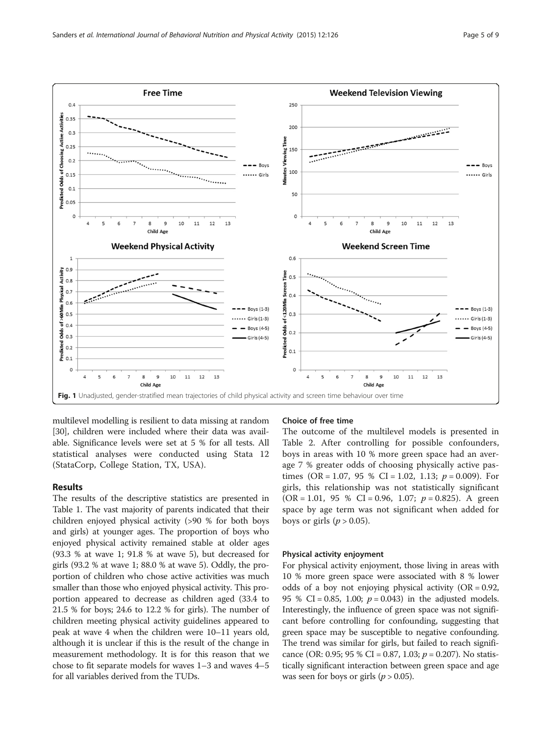Free Time

Predicted Odds of Choosing Active Activities

0.4
0.35
0.3
0.25
0.2
0.15
0.1
0.05
0

4 5 6 7 8 9 10 11 12 13

Child Age

Boys
Girls

Weekend Television Viewing

Minutes Viewing Time

250
200
150
100
50
0

4 5 6 7 8 9 10 11 12 13

Child Age

Boys
Girls

Weekend Physical Activity

Predicted Odds of >60Min Physical Activity

1
0.9
0.8
0.7
0.6
0.5
0.4
0.3
0.2
0.1
0

4 5 6 7 8 9 10 11 12 13

Child Age

Boys (1-3)
Girls (1-3)
Boys (4-5)
Girls (4-5)

Weekend Screen Time

Predicted Odds of <120Min Screen Time

0.6
0.5
0.4
0.3
0.2
0.1
0

4 5 6 7 8 9 10 11 12 13

Child Age

Boys (1-3)
Girls (1-3)
Boys (4-5)
Girls (4-5)

**Fig. 1** Unadjusted, gender-stratified mean trajectories of child physical activity and screen time behaviour over time

multilevel modelling is resilient to data missing at random [30], children were included where their data was available. Significance levels were set at 5 % for all tests. All statistical analyses were conducted using Stata 12 (StataCorp, College Station, TX, USA).

## Results

The results of the descriptive statistics are presented in Table 1. The vast majority of parents indicated that their children enjoyed physical activity (>90 % for both boys and girls) at younger ages. The proportion of boys who enjoyed physical activity remained stable at older ages (93.3 % at wave 1; 91.8 % at wave 5), but decreased for girls (93.2 % at wave 1; 88.0 % at wave 5). Oddly, the proportion of children who chose active activities was much smaller than those who enjoyed physical activity. This proportion appeared to decrease as children aged (33.4 to 21.5 % for boys; 24.6 to 12.2 % for girls). The number of children meeting physical activity guidelines appeared to peak at wave 4 when the children were 10–11 years old, although it is unclear if this is the result of the change in measurement methodology. It is for this reason that we chose to fit separate models for waves 1–3 and waves 4–5 for all variables derived from the TUDs.

### Choice of free time

The outcome of the multilevel models is presented in Table 2. After controlling for possible confounders, boys in areas with 10 % more green space had an average 7 % greater odds of choosing physically active pastimes (OR = 1.07, 95 % CI = 1.02, 1.13; $p = 0.009$). For girls, this relationship was not statistically significant (OR = 1.01, 95 % CI = 0.96, 1.07; $p = 0.825$). A green space by age term was not significant when added for boys or girls ($p > 0.05$).

### Physical activity enjoyment

For physical activity enjoyment, those living in areas with 10 % more green space were associated with 8 % lower odds of a boy not enjoying physical activity (OR = 0.92, 95 % CI = 0.85, 1.00; $p = 0.043$) in the adjusted models. Interestingly, the influence of green space was not significant before controlling for confounding, suggesting that green space may be susceptible to negative confounding. The trend was similar for girls, but failed to reach significance (OR: 0.95; 95 % CI = 0.87, 1.03; $p = 0.207$). No statistically significant interaction between green space and age was seen for boys or girls ($p > 0.05$).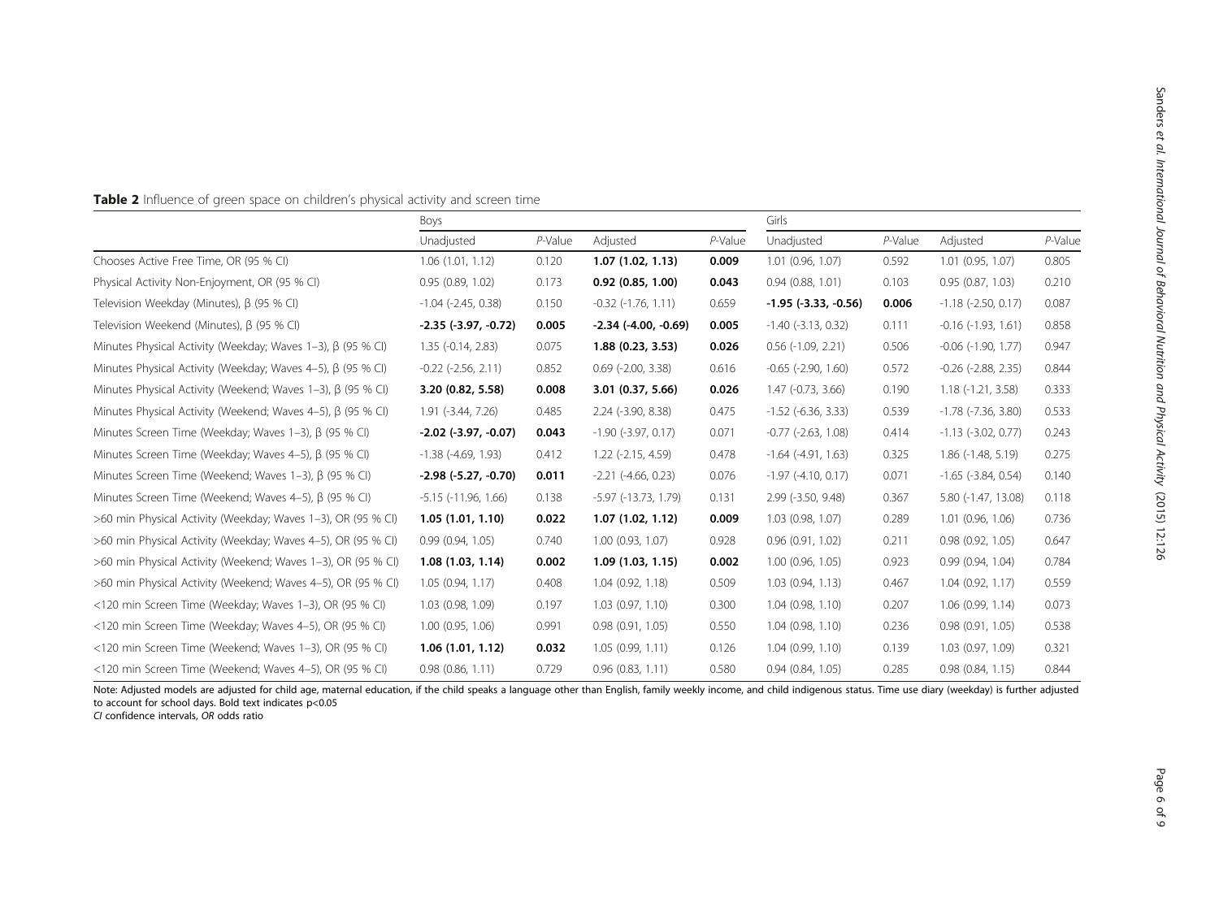**Table 2** Influence of green space on children's physical activity and screen time

| | Boys | | | | Girls | | | |
|---|---|---|---|---|---|---|---|---|
| | Unadjusted | *P*-Value | Adjusted | *P*-Value | Unadjusted | *P*-Value | Adjusted | *P*-Value |
| Chooses Active Free Time, OR (95 % CI) | 1.06 (1.01, 1.12) | 0.120 | **1.07 (1.02, 1.13)** | **0.009** | 1.01 (0.96, 1.07) | 0.592 | 1.01 (0.95, 1.07) | 0.805 |
| Physical Activity Non-Enjoyment, OR (95 % CI) | 0.95 (0.89, 1.02) | 0.173 | **0.92 (0.85, 1.00)** | **0.043** | 0.94 (0.88, 1.01) | 0.103 | 0.95 (0.87, 1.03) | 0.210 |
| Television Weekday (Minutes), β (95 % CI) | -1.04 (-2.45, 0.38) | 0.150 | -0.32 (-1.76, 1.11) | 0.659 | **-1.95 (-3.33, -0.56)** | **0.006** | -1.18 (-2.50, 0.17) | 0.087 |
| Television Weekend (Minutes), β (95 % CI) | **-2.35 (-3.97, -0.72)** | **0.005** | **-2.34 (-4.00, -0.69)** | **0.005** | -1.40 (-3.13, 0.32) | 0.111 | -0.16 (-1.93, 1.61) | 0.858 |
| Minutes Physical Activity (Weekday; Waves 1–3), β (95 % CI) | 1.35 (-0.14, 2.83) | 0.075 | **1.88 (0.23, 3.53)** | **0.026** | 0.56 (-1.09, 2.21) | 0.506 | -0.06 (-1.90, 1.77) | 0.947 |
| Minutes Physical Activity (Weekday; Waves 4–5), β (95 % CI) | -0.22 (-2.56, 2.11) | 0.852 | 0.69 (-2.00, 3.38) | 0.616 | -0.65 (-2.90, 1.60) | 0.572 | -0.26 (-2.88, 2.35) | 0.844 |
| Minutes Physical Activity (Weekend; Waves 1–3), β (95 % CI) | **3.20 (0.82, 5.58)** | **0.008** | **3.01 (0.37, 5.66)** | **0.026** | 1.47 (-0.73, 3.66) | 0.190 | 1.18 (-1.21, 3.58) | 0.333 |
| Minutes Physical Activity (Weekend; Waves 4–5), β (95 % CI) | 1.91 (-3.44, 7.26) | 0.485 | 2.24 (-3.90, 8.38) | 0.475 | -1.52 (-6.36, 3.33) | 0.539 | -1.78 (-7.36, 3.80) | 0.533 |
| Minutes Screen Time (Weekday; Waves 1–3), β (95 % CI) | **-2.02 (-3.97, -0.07)** | **0.043** | -1.90 (-3.97, 0.17) | 0.071 | -0.77 (-2.63, 1.08) | 0.414 | -1.13 (-3.02, 0.77) | 0.243 |
| Minutes Screen Time (Weekday; Waves 4–5), β (95 % CI) | -1.38 (-4.69, 1.93) | 0.412 | 1.22 (-2.15, 4.59) | 0.478 | -1.64 (-4.91, 1.63) | 0.325 | 1.86 (-1.48, 5.19) | 0.275 |
| Minutes Screen Time (Weekend; Waves 1–3), β (95 % CI) | **-2.98 (-5.27, -0.70)** | **0.011** | -2.21 (-4.66, 0.23) | 0.076 | -1.97 (-4.10, 0.17) | 0.071 | -1.65 (-3.84, 0.54) | 0.140 |
| Minutes Screen Time (Weekend; Waves 4–5), β (95 % CI) | -5.15 (-11.96, 1.66) | 0.138 | -5.97 (-13.73, 1.79) | 0.131 | 2.99 (-3.50, 9.48) | 0.367 | 5.80 (-1.47, 13.08) | 0.118 |
| >60 min Physical Activity (Weekday; Waves 1–3), OR (95 % CI) | **1.05 (1.01, 1.10)** | **0.022** | **1.07 (1.02, 1.12)** | **0.009** | 1.03 (0.98, 1.07) | 0.289 | 1.01 (0.96, 1.06) | 0.736 |
| >60 min Physical Activity (Weekday; Waves 4–5), OR (95 % CI) | 0.99 (0.94, 1.05) | 0.740 | 1.00 (0.93, 1.07) | 0.928 | 0.96 (0.91, 1.02) | 0.211 | 0.98 (0.92, 1.05) | 0.647 |
| >60 min Physical Activity (Weekend; Waves 1–3), OR (95 % CI) | **1.08 (1.03, 1.14)** | **0.002** | **1.09 (1.03, 1.15)** | **0.002** | 1.00 (0.96, 1.05) | 0.923 | 0.99 (0.94, 1.04) | 0.784 |
| >60 min Physical Activity (Weekend; Waves 4–5), OR (95 % CI) | 1.05 (0.94, 1.17) | 0.408 | 1.04 (0.92, 1.18) | 0.509 | 1.03 (0.94, 1.13) | 0.467 | 1.04 (0.92, 1.17) | 0.559 |
| <120 min Screen Time (Weekday; Waves 1–3), OR (95 % CI) | 1.03 (0.98, 1.09) | 0.197 | 1.03 (0.97, 1.10) | 0.300 | 1.04 (0.98, 1.10) | 0.207 | 1.06 (0.99, 1.14) | 0.073 |
| <120 min Screen Time (Weekday; Waves 4–5), OR (95 % CI) | 1.00 (0.95, 1.06) | 0.991 | 0.98 (0.91, 1.05) | 0.550 | 1.04 (0.98, 1.10) | 0.236 | 0.98 (0.91, 1.05) | 0.538 |
| <120 min Screen Time (Weekend; Waves 1–3), OR (95 % CI) | **1.06 (1.01, 1.12)** | **0.032** | 1.05 (0.99, 1.11) | 0.126 | 1.04 (0.99, 1.10) | 0.139 | 1.03 (0.97, 1.09) | 0.321 |
| <120 min Screen Time (Weekend; Waves 4–5), OR (95 % CI) | 0.98 (0.86, 1.11) | 0.729 | 0.96 (0.83, 1.11) | 0.580 | 0.94 (0.84, 1.05) | 0.285 | 0.98 (0.84, 1.15) | 0.844 |

Note: Adjusted models are adjusted for child age, maternal education, if the child speaks a language other than English, family weekly income, and child indigenous status. Time use diary (weekday) is further adjusted to account for school days. Bold text indicates p<0.05

*CI* confidence intervals, *OR* odds ratio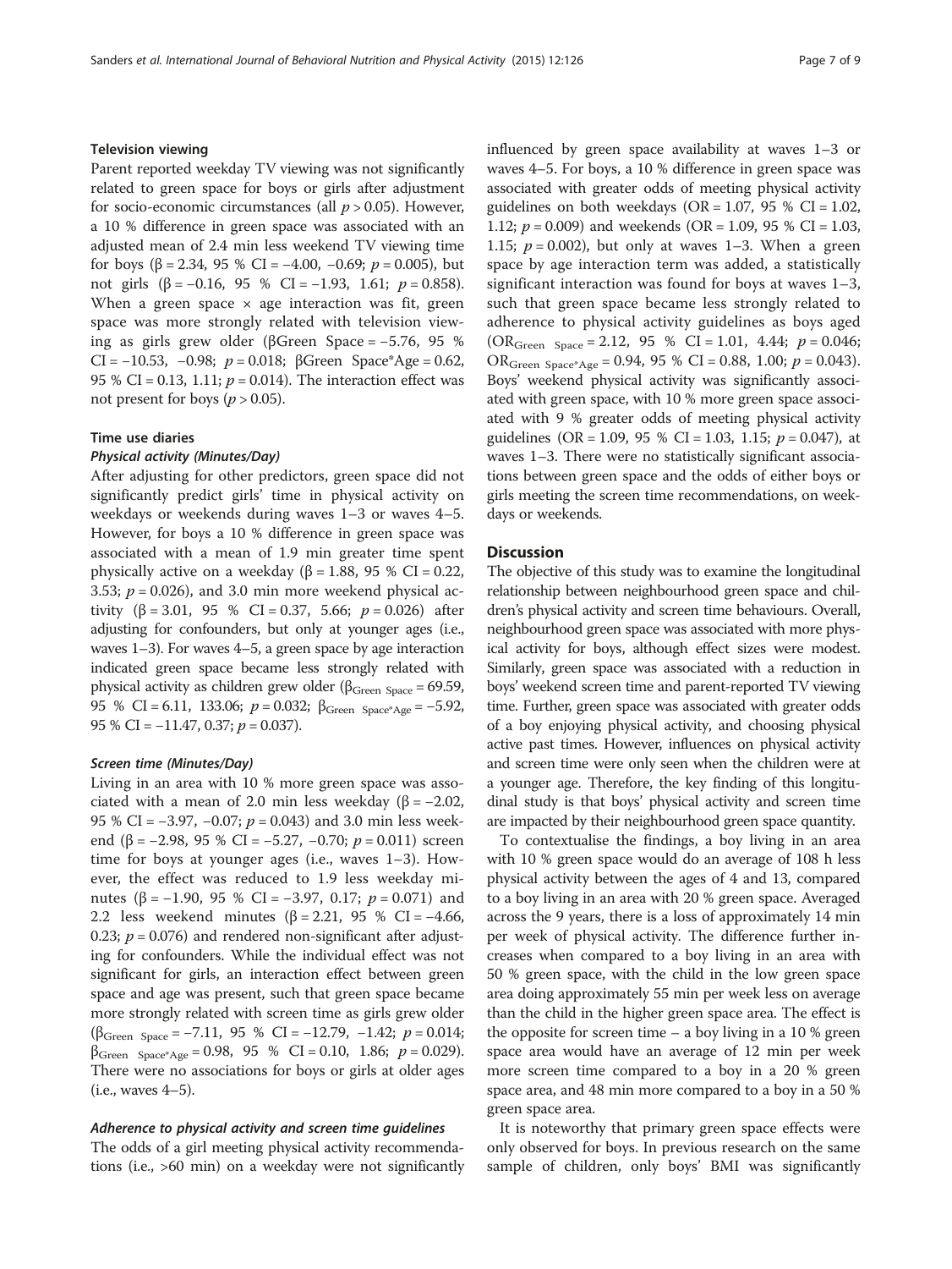### Television viewing

Parent reported weekday TV viewing was not significantly related to green space for boys or girls after adjustment for socio-economic circumstances (all $p > 0.05$). However, a 10 % difference in green space was associated with an adjusted mean of 2.4 min less weekend TV viewing time for boys ($\beta = 2.34$, 95 % CI = −4.00, −0.69; $p = 0.005$), but not girls ($\beta = -0.16$, 95 % CI = −1.93, 1.61; $p = 0.858$). When a green space × age interaction was fit, green space was more strongly related with television viewing as girls grew older ($\beta$Green Space = −5.76, 95 % CI = −10.53, −0.98; $p = 0.018$; $\beta$Green Space*Age = 0.62, 95 % CI = 0.13, 1.11; $p = 0.014$). The interaction effect was not present for boys ($p > 0.05$).

### Time use diaries

#### *Physical activity (Minutes/Day)*

After adjusting for other predictors, green space did not significantly predict girls' time in physical activity on weekdays or weekends during waves 1–3 or waves 4–5. However, for boys a 10 % difference in green space was associated with a mean of 1.9 min greater time spent physically active on a weekday ($\beta = 1.88$, 95 % CI = 0.22, 3.53; $p = 0.026$), and 3.0 min more weekend physical activity ($\beta = 3.01$, 95 % CI = 0.37, 5.66; $p = 0.026$) after adjusting for confounders, but only at younger ages (i.e., waves 1–3). For waves 4–5, a green space by age interaction indicated green space became less strongly related with physical activity as children grew older ($\beta_{\text{Green Space}} = 69.59$, 95 % CI = 6.11, 133.06; $p = 0.032$; $\beta_{\text{Green Space*Age}} = -5.92$, 95 % CI = −11.47, 0.37; $p = 0.037$).

#### *Screen time (Minutes/Day)*

Living in an area with 10 % more green space was associated with a mean of 2.0 min less weekday ($\beta = -2.02$, 95 % CI = −3.97, −0.07; $p = 0.043$) and 3.0 min less weekend ($\beta = -2.98$, 95 % CI = −5.27, −0.70; $p = 0.011$) screen time for boys at younger ages (i.e., waves 1–3). However, the effect was reduced to 1.9 less weekday minutes ($\beta = -1.90$, 95 % CI = −3.97, 0.17; $p = 0.071$) and 2.2 less weekend minutes ($\beta = 2.21$, 95 % CI = −4.66, 0.23; $p = 0.076$) and rendered non-significant after adjusting for confounders. While the individual effect was not significant for girls, an interaction effect between green space and age was present, such that green space became more strongly related with screen time as girls grew older ($\beta_{\text{Green Space}} = -7.11$, 95 % CI = −12.79, −1.42; $p = 0.014$; $\beta_{\text{Green Space*Age}} = 0.98$, 95 % CI = 0.10, 1.86; $p = 0.029$). There were no associations for boys or girls at older ages (i.e., waves 4–5).

#### *Adherence to physical activity and screen time guidelines*

The odds of a girl meeting physical activity recommendations (i.e., >60 min) on a weekday were not significantly influenced by green space availability at waves 1–3 or waves 4–5. For boys, a 10 % difference in green space was associated with greater odds of meeting physical activity guidelines on both weekdays (OR = 1.07, 95 % CI = 1.02, 1.12; $p = 0.009$) and weekends (OR = 1.09, 95 % CI = 1.03, 1.15; $p = 0.002$), but only at waves 1–3. When a green space by age interaction term was added, a statistically significant interaction was found for boys at waves 1–3, such that green space became less strongly related to adherence to physical activity guidelines as boys aged ($\text{OR}_{\text{Green Space}} = 2.12$, 95 % CI = 1.01, 4.44; $p = 0.046$; $\text{OR}_{\text{Green Space*Age}} = 0.94$, 95 % CI = 0.88, 1.00; $p = 0.043$). Boys' weekend physical activity was significantly associated with green space, with 10 % more green space associated with 9 % greater odds of meeting physical activity guidelines (OR = 1.09, 95 % CI = 1.03, 1.15; $p = 0.047$), at waves 1–3. There were no statistically significant associations between green space and the odds of either boys or girls meeting the screen time recommendations, on weekdays or weekends.

## Discussion

The objective of this study was to examine the longitudinal relationship between neighbourhood green space and children's physical activity and screen time behaviours. Overall, neighbourhood green space was associated with more physical activity for boys, although effect sizes were modest. Similarly, green space was associated with a reduction in boys' weekend screen time and parent-reported TV viewing time. Further, green space was associated with greater odds of a boy enjoying physical activity, and choosing physical active past times. However, influences on physical activity and screen time were only seen when the children were at a younger age. Therefore, the key finding of this longitudinal study is that boys' physical activity and screen time are impacted by their neighbourhood green space quantity.

To contextualise the findings, a boy living in an area with 10 % green space would do an average of 108 h less physical activity between the ages of 4 and 13, compared to a boy living in an area with 20 % green space. Averaged across the 9 years, there is a loss of approximately 14 min per week of physical activity. The difference further increases when compared to a boy living in an area with 50 % green space, with the child in the low green space area doing approximately 55 min per week less on average than the child in the higher green space area. The effect is the opposite for screen time – a boy living in a 10 % green space area would have an average of 12 min per week more screen time compared to a boy in a 20 % green space area, and 48 min more compared to a boy in a 50 % green space area.

It is noteworthy that primary green space effects were only observed for boys. In previous research on the same sample of children, only boys' BMI was significantly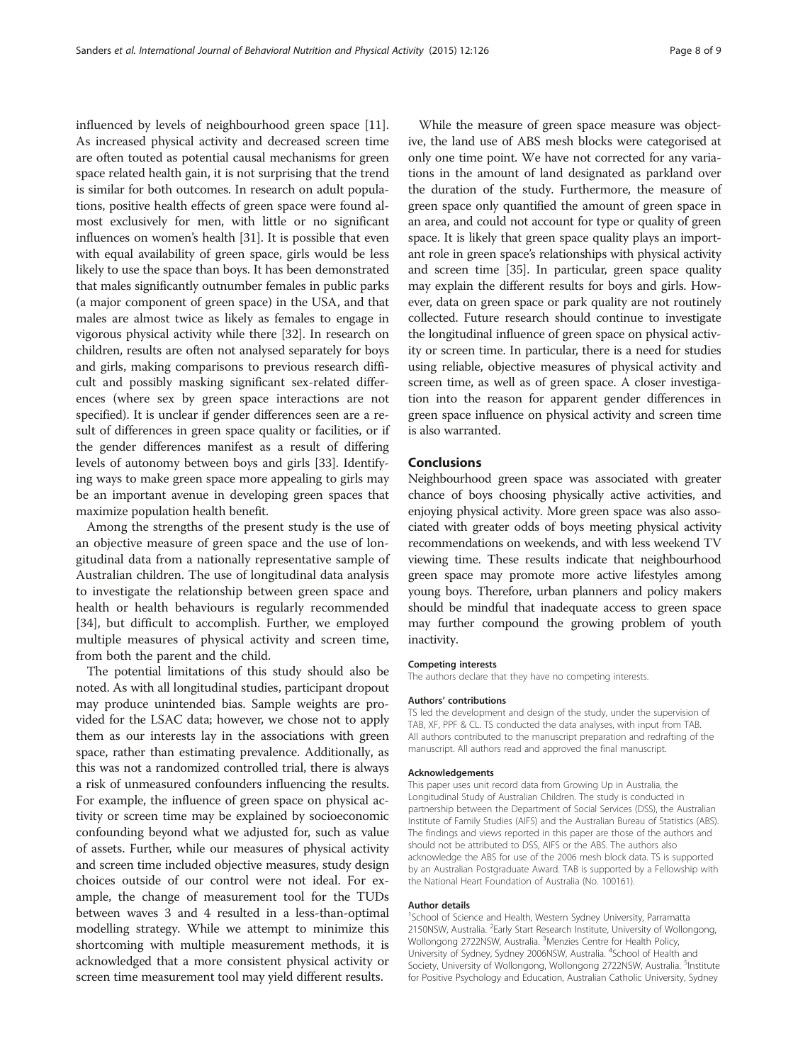influenced by levels of neighbourhood green space [11]. As increased physical activity and decreased screen time are often touted as potential causal mechanisms for green space related health gain, it is not surprising that the trend is similar for both outcomes. In research on adult populations, positive health effects of green space were found almost exclusively for men, with little or no significant influences on women's health [31]. It is possible that even with equal availability of green space, girls would be less likely to use the space than boys. It has been demonstrated that males significantly outnumber females in public parks (a major component of green space) in the USA, and that males are almost twice as likely as females to engage in vigorous physical activity while there [32]. In research on children, results are often not analysed separately for boys and girls, making comparisons to previous research difficult and possibly masking significant sex-related differences (where sex by green space interactions are not specified). It is unclear if gender differences seen are a result of differences in green space quality or facilities, or if the gender differences manifest as a result of differing levels of autonomy between boys and girls [33]. Identifying ways to make green space more appealing to girls may be an important avenue in developing green spaces that maximize population health benefit.

Among the strengths of the present study is the use of an objective measure of green space and the use of longitudinal data from a nationally representative sample of Australian children. The use of longitudinal data analysis to investigate the relationship between green space and health or health behaviours is regularly recommended [34], but difficult to accomplish. Further, we employed multiple measures of physical activity and screen time, from both the parent and the child.

The potential limitations of this study should also be noted. As with all longitudinal studies, participant dropout may produce unintended bias. Sample weights are provided for the LSAC data; however, we chose not to apply them as our interests lay in the associations with green space, rather than estimating prevalence. Additionally, as this was not a randomized controlled trial, there is always a risk of unmeasured confounders influencing the results. For example, the influence of green space on physical activity or screen time may be explained by socioeconomic confounding beyond what we adjusted for, such as value of assets. Further, while our measures of physical activity and screen time included objective measures, study design choices outside of our control were not ideal. For example, the change of measurement tool for the TUDs between waves 3 and 4 resulted in a less-than-optimal modelling strategy. While we attempt to minimize this shortcoming with multiple measurement methods, it is acknowledged that a more consistent physical activity or screen time measurement tool may yield different results.

While the measure of green space measure was objective, the land use of ABS mesh blocks were categorised at only one time point. We have not corrected for any variations in the amount of land designated as parkland over the duration of the study. Furthermore, the measure of green space only quantified the amount of green space in an area, and could not account for type or quality of green space. It is likely that green space quality plays an important role in green space's relationships with physical activity and screen time [35]. In particular, green space quality may explain the different results for boys and girls. However, data on green space or park quality are not routinely collected. Future research should continue to investigate the longitudinal influence of green space on physical activity or screen time. In particular, there is a need for studies using reliable, objective measures of physical activity and screen time, as well as of green space. A closer investigation into the reason for apparent gender differences in green space influence on physical activity and screen time is also warranted.

## Conclusions

Neighbourhood green space was associated with greater chance of boys choosing physically active activities, and enjoying physical activity. More green space was also associated with greater odds of boys meeting physical activity recommendations on weekends, and with less weekend TV viewing time. These results indicate that neighbourhood green space may promote more active lifestyles among young boys. Therefore, urban planners and policy makers should be mindful that inadequate access to green space may further compound the growing problem of youth inactivity.

#### Competing interests

The authors declare that they have no competing interests.

#### Authors' contributions

TS led the development and design of the study, under the supervision of TAB, XF, PPF & CL. TS conducted the data analyses, with input from TAB. All authors contributed to the manuscript preparation and redrafting of the manuscript. All authors read and approved the final manuscript.

#### Acknowledgements

This paper uses unit record data from Growing Up in Australia, the Longitudinal Study of Australian Children. The study is conducted in partnership between the Department of Social Services (DSS), the Australian Institute of Family Studies (AIFS) and the Australian Bureau of Statistics (ABS). The findings and views reported in this paper are those of the authors and should not be attributed to DSS, AIFS or the ABS. The authors also acknowledge the ABS for use of the 2006 mesh block data. TS is supported by an Australian Postgraduate Award. TAB is supported by a Fellowship with the National Heart Foundation of Australia (No. 100161).

#### Author details

[1]School of Science and Health, Western Sydney University, Parramatta 2150NSW, Australia. [2]Early Start Research Institute, University of Wollongong, Wollongong 2722NSW, Australia. [3]Menzies Centre for Health Policy, University of Sydney, Sydney 2006NSW, Australia. [4]School of Health and Society, University of Wollongong, Wollongong 2722NSW, Australia. [5]Institute for Positive Psychology and Education, Australian Catholic University, Sydney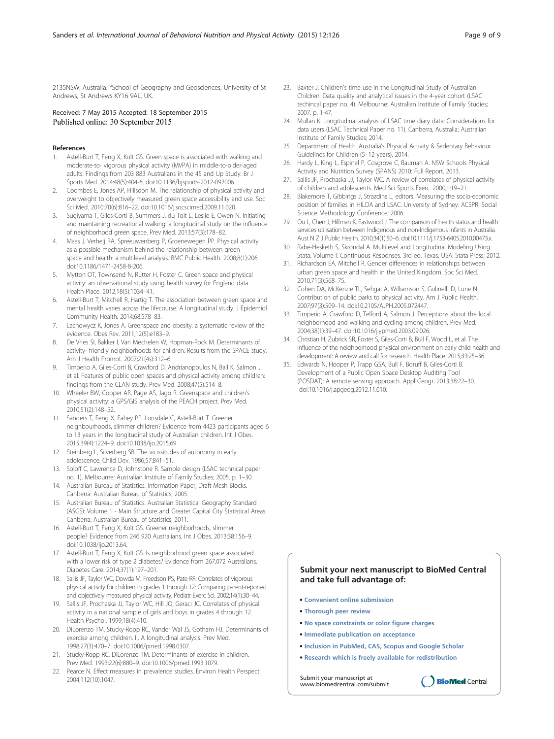2135NSW, Australia. [6]School of Geography and Geosciences, University of St Andrews, St Andrews KY16 9AL, UK.

Received: 7 May 2015 Accepted: 18 September 2015
Published online: 30 September 2015

## References

1. Astell-Burt T, Feng X, Kolt GS. Green space is associated with walking and moderate-to- vigorous physical activity (MVPA) in middle-to-older-aged adults: Findings from 203 883 Australians in the 45 and Up Study. Br J Sports Med. 2014:48(5):404-6. doi:10.1136/bjsports-2012-092006
2. Coombes E, Jones AP, Hillsdon M. The relationship of physical activity and overweight to objectively measured green space accessibility and use. Soc Sci Med. 2010;70(6):816–22. doi:10.1016/j.socscimed.2009.11.020.
3. Sugiyama T, Giles-Corti B, Summers J, du Toit L, Leslie E, Owen N. Initiating and maintaining recreational walking: a longitudinal study on the influence of neighborhood green space. Prev Med. 2013;57(3):178–82.
4. Maas J, Verheij RA, Spreeuwenberg P, Groenewegen PP. Physical activity as a possible mechanism behind the relationship between green space and health: a multilevel analysis. BMC Public Health. 2008;8(1):206. doi:10.1186/1471-2458-8-206.
5. Mytton OT, Townsend N, Rutter H, Foster C. Green space and physical activity: an observational study using health survey for England data. Health Place. 2012;18(5):1034–41.
6. Astell-Burt T, Mitchell R, Hartig T. The association between green space and mental health varies across the lifecourse. A longitudinal study. J Epidemiol Community Health. 2014;68:578–83.
7. Lachowycz K, Jones A. Greenspace and obesity: a systematic review of the evidence. Obes Rev. 2011;12(5):e183–9.
8. De Vries SI, Bakker I, Van Mechelen W, Hopman-Rock M. Determinants of activity- friendly neighborhoods for children: Results from the SPACE study. Am J Health Promot. 2007;21(4s):312–6.
9. Timperio A, Giles-Corti B, Crawford D, Andrianopoulos N, Ball K, Salmon J, et al. Features of public open spaces and physical activity among children: findings from the CLAN study. Prev Med. 2008;47(5):514–8.
10. Wheeler BW, Cooper AR, Page AS, Jago R. Greenspace and children's physical activity: a GPS/GIS analysis of the PEACH project. Prev Med. 2010;51(2):148–52.
11. Sanders T, Feng X, Fahey PP, Lonsdale C, Astell-Burt T. Greener neighbourhoods, slimmer children? Evidence from 4423 participants aged 6 to 13 years in the longitudinal study of Australian children. Int J Obes. 2015;39(4):1224–9. doi:10.1038/ijo.2015.69.
12. Steinberg L, Silverberg SB. The vicissitudes of autonomy in early adolescence. Child Dev. 1986;57:841–51.
13. Soloff C, Lawrence D, Johnstone R. Sample design (LSAC technical paper no. 1). Melbourne: Australian Institute of Family Studies; 2005. p. 1–30.
14. Australian Bureau of Statistics. Information Paper, Draft Mesh Blocks. Canberra: Australian Bureau of Statistics; 2005.
15. Australian Bureau of Statistics. Australian Statistical Geography Standard (ASGS): Volume 1 - Main Structure and Greater Capital City Statistical Areas. Canberra: Australian Bureau of Statistics; 2011.
16. Astell-Burt T, Feng X, Kolt GS. Greener neighborhoods, slimmer people? Evidence from 246 920 Australians. Int J Obes. 2013;38:156–9. doi:10.1038/ijo.2013.64.
17. Astell-Burt T, Feng X, Kolt GS. Is neighborhood green space associated with a lower risk of type 2 diabetes? Evidence from 267,072 Australians. Diabetes Care. 2014;37(1):197–201.
18. Sallis JF, Taylor WC, Dowda M, Freedson PS, Pate RR. Correlates of vigorous physical activity for children in grades 1 through 12: Comparing parent-reported and objectively measured physical activity. Pediatr Exerc Sci. 2002;14(1):30–44.
19. Sallis JF, Prochaska JJ, Taylor WC, Hill JO, Geraci JC. Correlates of physical activity in a national sample of girls and boys in grades 4 through 12. Health Psychol. 1999;18(4):410.
20. DiLorenzo TM, Stucky-Ropp RC, Vander Wal JS, Gotham HJ. Determinants of exercise among children. II. A longitudinal analysis. Prev Med. 1998;27(3):470–7. doi:10.1006/pmed.1998.0307.
21. Stucky-Ropp RC, DiLorenzo TM. Determinants of exercise in children. Prev Med. 1993;22(6):880–9. doi:10.1006/pmed.1993.1079.
22. Pearce N. Effect measures in prevalence studies. Environ Health Perspect. 2004;112(10):1047.
23. Baxter J. Children's time use in the Longitudinal Study of Australian Children: Data quality and analytical issues in the 4-year cohort (LSAC techincal paper no. 4). Melbourne: Australian Institute of Family Studies; 2007. p. 1-47.
24. Mullan K. Longitudinal analysis of LSAC time diary data: Considerations for data users (LSAC Technical Paper no. 11). Canberra, Australia: Australian Institute of Family Studies; 2014.
25. Department of Health. Australia's Physical Activity & Sedentary Behaviour Guidelines for Children (5–12 years). 2014.
26. Hardy L, King L, Espinel P, Cosgrove C, Bauman A. NSW Schools Physical Activity and Nutrition Survey (SPANS) 2010: Full Report. 2013.
27. Sallis JF, Prochaska JJ, Taylor WC. A review of correlates of physical activity of children and adolescents. Med Sci Sports Exerc. 2000;1:19–21.
28. Blakemore T, Gibbings J, Strazdins L, editors. Measuring the socio-economic position of families in HILDA and LSAC. University of Sydney: ACSPRI Social Science Methodology Conference; 2006.
29. Ou L, Chen J, Hillman K, Eastwood J. The comparison of health status and health services utilisation between Indigenous and non-Indigenous infants in Australia. Aust N Z J Public Health. 2010;34(1):50–6. doi:10.1111/j.1753-6405.2010.00473.x.
30. Rabe-Hesketh S, Skrondal A. Multilevel and Longitudinal Modeling Using Stata. Volume I: Continuous Responses. 3rd ed. Texas, USA: Stata Press; 2012.
31. Richardson EA, Mitchell R. Gender differences in relationships between urban green space and health in the United Kingdom. Soc Sci Med. 2010;71(3):568–75.
32. Cohen DA, McKenzie TL, Sehgal A, Williamson S, Golinelli D, Lurie N. Contribution of public parks to physical activity. Am J Public Health. 2007;97(3):509–14. doi:10.2105/AJPH.2005.072447.
33. Timperio A, Crawford D, Telford A, Salmon J. Perceptions about the local neighborhood and walking and cycling among children. Prev Med. 2004;38(1):39–47. doi:10.1016/j.ypmed.2003.09.026.
34. Christian H, Zubrick SR, Foster S, Giles-Corti B, Bull F, Wood L, et al. The influence of the neighborhood physical environment on early child health and development: A review and call for research. Health Place. 2015;33:25–36.
35. Edwards N, Hooper P, Trapp GSA, Bull F, Boruff B, Giles-Corti B. Development of a Public Open Space Desktop Auditing Tool (POSDAT): A remote sensing approach. Appl Geogr. 2013;38:22–30. doi:10.1016/j.apgeog.2012.11.010.

**Submit your next manuscript to BioMed Central and take full advantage of:**

- **Convenient online submission**
- **Thorough peer review**
- **No space constraints or color figure charges**
- **Immediate publication on acceptance**
- **Inclusion in PubMed, CAS, Scopus and Google Scholar**
- **Research which is freely available for redistribution**

Submit your manuscript at
www.biomedcentral.com/submit

BioMed Central